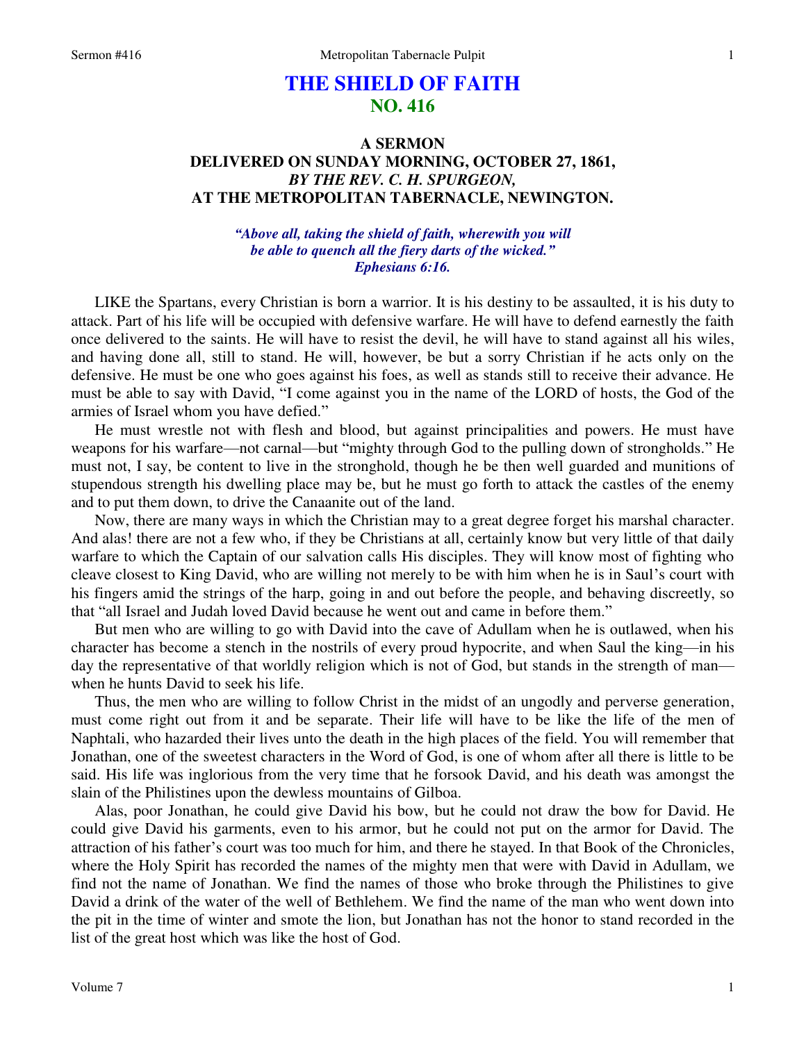# THE SHIELD OF FAITH
## NO. 416

### A SERMON
### DELIVERED ON SUNDAY MORNING, OCTOBER 27, 1861,
### *BY THE REV. C. H. SPURGEON,*
### AT THE METROPOLITAN TABERNACLE, NEWINGTON.

*"Above all, taking the shield of faith, wherewith you will be able to quench all the fiery darts of the wicked."*
*Ephesians 6:16.*

LIKE the Spartans, every Christian is born a warrior. It is his destiny to be assaulted, it is his duty to attack. Part of his life will be occupied with defensive warfare. He will have to defend earnestly the faith once delivered to the saints. He will have to resist the devil, he will have to stand against all his wiles, and having done all, still to stand. He will, however, be but a sorry Christian if he acts only on the defensive. He must be one who goes against his foes, as well as stands still to receive their advance. He must be able to say with David, "I come against you in the name of the LORD of hosts, the God of the armies of Israel whom you have defied."

He must wrestle not with flesh and blood, but against principalities and powers. He must have weapons for his warfare—not carnal—but "mighty through God to the pulling down of strongholds." He must not, I say, be content to live in the stronghold, though he be then well guarded and munitions of stupendous strength his dwelling place may be, but he must go forth to attack the castles of the enemy and to put them down, to drive the Canaanite out of the land.

Now, there are many ways in which the Christian may to a great degree forget his marshal character. And alas! there are not a few who, if they be Christians at all, certainly know but very little of that daily warfare to which the Captain of our salvation calls His disciples. They will know most of fighting who cleave closest to King David, who are willing not merely to be with him when he is in Saul's court with his fingers amid the strings of the harp, going in and out before the people, and behaving discreetly, so that "all Israel and Judah loved David because he went out and came in before them."

But men who are willing to go with David into the cave of Adullam when he is outlawed, when his character has become a stench in the nostrils of every proud hypocrite, and when Saul the king—in his day the representative of that worldly religion which is not of God, but stands in the strength of man—when he hunts David to seek his life.

Thus, the men who are willing to follow Christ in the midst of an ungodly and perverse generation, must come right out from it and be separate. Their life will have to be like the life of the men of Naphtali, who hazarded their lives unto the death in the high places of the field. You will remember that Jonathan, one of the sweetest characters in the Word of God, is one of whom after all there is little to be said. His life was inglorious from the very time that he forsook David, and his death was amongst the slain of the Philistines upon the dewless mountains of Gilboa.

Alas, poor Jonathan, he could give David his bow, but he could not draw the bow for David. He could give David his garments, even to his armor, but he could not put on the armor for David. The attraction of his father's court was too much for him, and there he stayed. In that Book of the Chronicles, where the Holy Spirit has recorded the names of the mighty men that were with David in Adullam, we find not the name of Jonathan. We find the names of those who broke through the Philistines to give David a drink of the water of the well of Bethlehem. We find the name of the man who went down into the pit in the time of winter and smote the lion, but Jonathan has not the honor to stand recorded in the list of the great host which was like the host of God.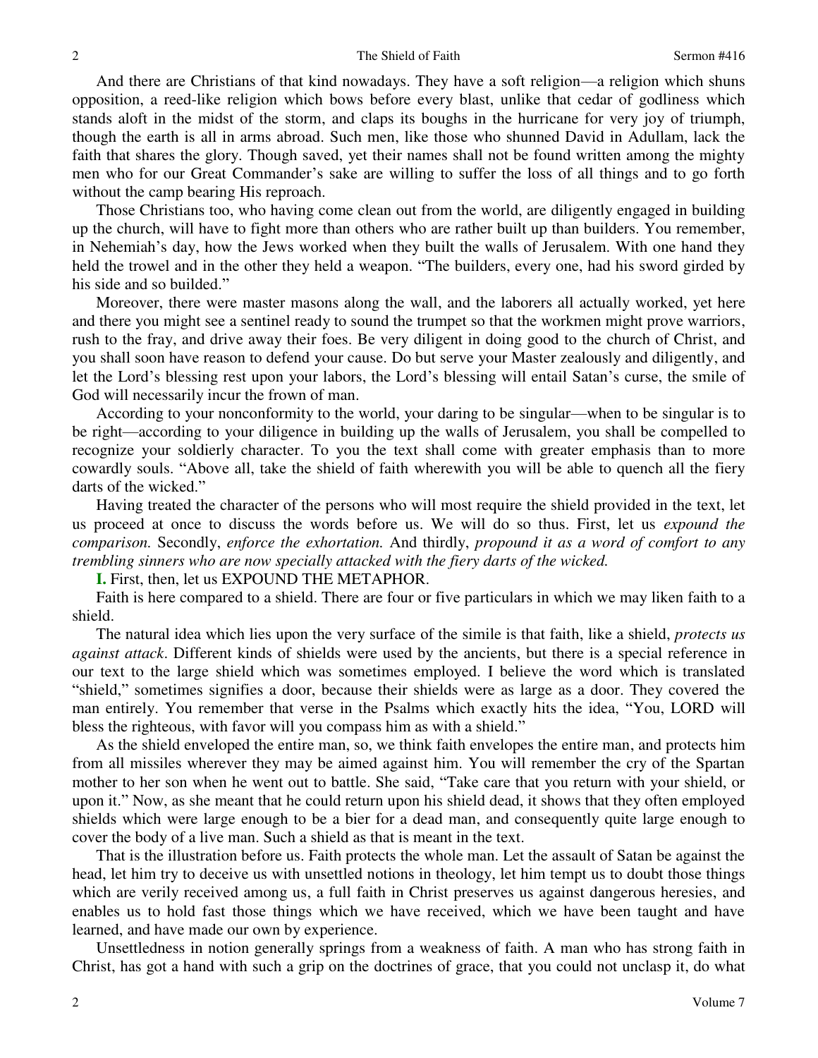And there are Christians of that kind nowadays. They have a soft religion—a religion which shuns opposition, a reed-like religion which bows before every blast, unlike that cedar of godliness which stands aloft in the midst of the storm, and claps its boughs in the hurricane for very joy of triumph, though the earth is all in arms abroad. Such men, like those who shunned David in Adullam, lack the faith that shares the glory. Though saved, yet their names shall not be found written among the mighty men who for our Great Commander's sake are willing to suffer the loss of all things and to go forth without the camp bearing His reproach.

Those Christians too, who having come clean out from the world, are diligently engaged in building up the church, will have to fight more than others who are rather built up than builders. You remember, in Nehemiah's day, how the Jews worked when they built the walls of Jerusalem. With one hand they held the trowel and in the other they held a weapon. "The builders, every one, had his sword girded by his side and so builded."

Moreover, there were master masons along the wall, and the laborers all actually worked, yet here and there you might see a sentinel ready to sound the trumpet so that the workmen might prove warriors, rush to the fray, and drive away their foes. Be very diligent in doing good to the church of Christ, and you shall soon have reason to defend your cause. Do but serve your Master zealously and diligently, and let the Lord's blessing rest upon your labors, the Lord's blessing will entail Satan's curse, the smile of God will necessarily incur the frown of man.

According to your nonconformity to the world, your daring to be singular—when to be singular is to be right—according to your diligence in building up the walls of Jerusalem, you shall be compelled to recognize your soldierly character. To you the text shall come with greater emphasis than to more cowardly souls. "Above all, take the shield of faith wherewith you will be able to quench all the fiery darts of the wicked."

Having treated the character of the persons who will most require the shield provided in the text, let us proceed at once to discuss the words before us. We will do so thus. First, let us *expound the comparison.* Secondly, *enforce the exhortation.* And thirdly, *propound it as a word of comfort to any trembling sinners who are now specially attacked with the fiery darts of the wicked.*

**I.** First, then, let us EXPOUND THE METAPHOR.

Faith is here compared to a shield. There are four or five particulars in which we may liken faith to a shield.

The natural idea which lies upon the very surface of the simile is that faith, like a shield, *protects us against attack*. Different kinds of shields were used by the ancients, but there is a special reference in our text to the large shield which was sometimes employed. I believe the word which is translated "shield," sometimes signifies a door, because their shields were as large as a door. They covered the man entirely. You remember that verse in the Psalms which exactly hits the idea, "You, LORD will bless the righteous, with favor will you compass him as with a shield."

As the shield enveloped the entire man, so, we think faith envelopes the entire man, and protects him from all missiles wherever they may be aimed against him. You will remember the cry of the Spartan mother to her son when he went out to battle. She said, "Take care that you return with your shield, or upon it." Now, as she meant that he could return upon his shield dead, it shows that they often employed shields which were large enough to be a bier for a dead man, and consequently quite large enough to cover the body of a live man. Such a shield as that is meant in the text.

That is the illustration before us. Faith protects the whole man. Let the assault of Satan be against the head, let him try to deceive us with unsettled notions in theology, let him tempt us to doubt those things which are verily received among us, a full faith in Christ preserves us against dangerous heresies, and enables us to hold fast those things which we have received, which we have been taught and have learned, and have made our own by experience.

Unsettledness in notion generally springs from a weakness of faith. A man who has strong faith in Christ, has got a hand with such a grip on the doctrines of grace, that you could not unclasp it, do what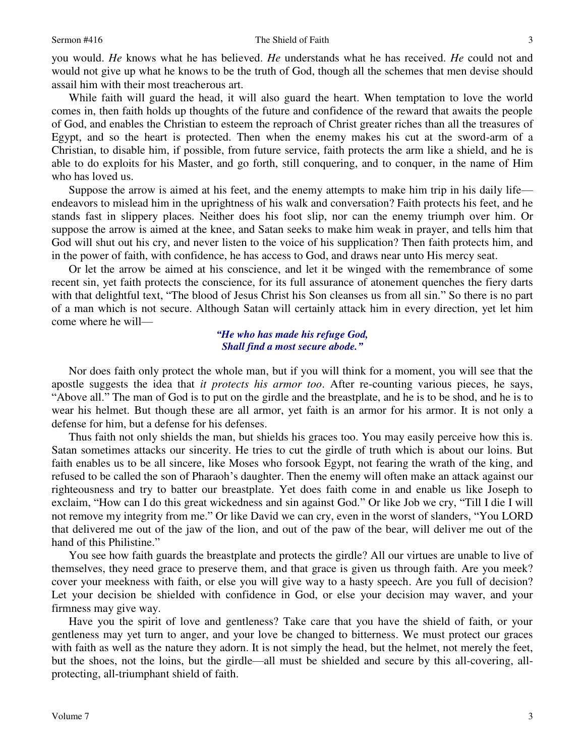you would. *He* knows what he has believed. *He* understands what he has received. *He* could not and would not give up what he knows to be the truth of God, though all the schemes that men devise should assail him with their most treacherous art.

While faith will guard the head, it will also guard the heart. When temptation to love the world comes in, then faith holds up thoughts of the future and confidence of the reward that awaits the people of God, and enables the Christian to esteem the reproach of Christ greater riches than all the treasures of Egypt, and so the heart is protected. Then when the enemy makes his cut at the sword-arm of a Christian, to disable him, if possible, from future service, faith protects the arm like a shield, and he is able to do exploits for his Master, and go forth, still conquering, and to conquer, in the name of Him who has loved us.

Suppose the arrow is aimed at his feet, and the enemy attempts to make him trip in his daily life—endeavors to mislead him in the uprightness of his walk and conversation? Faith protects his feet, and he stands fast in slippery places. Neither does his foot slip, nor can the enemy triumph over him. Or suppose the arrow is aimed at the knee, and Satan seeks to make him weak in prayer, and tells him that God will shut out his cry, and never listen to the voice of his supplication? Then faith protects him, and in the power of faith, with confidence, he has access to God, and draws near unto His mercy seat.

Or let the arrow be aimed at his conscience, and let it be winged with the remembrance of some recent sin, yet faith protects the conscience, for its full assurance of atonement quenches the fiery darts with that delightful text, "The blood of Jesus Christ his Son cleanses us from all sin." So there is no part of a man which is not secure. Although Satan will certainly attack him in every direction, yet let him come where he will—

> ***"He who has made his refuge God,***
> ***Shall find a most secure abode."***

Nor does faith only protect the whole man, but if you will think for a moment, you will see that the apostle suggests the idea that *it protects his armor too*. After re-counting various pieces, he says, "Above all." The man of God is to put on the girdle and the breastplate, and he is to be shod, and he is to wear his helmet. But though these are all armor, yet faith is an armor for his armor. It is not only a defense for him, but a defense for his defenses.

Thus faith not only shields the man, but shields his graces too. You may easily perceive how this is. Satan sometimes attacks our sincerity. He tries to cut the girdle of truth which is about our loins. But faith enables us to be all sincere, like Moses who forsook Egypt, not fearing the wrath of the king, and refused to be called the son of Pharaoh's daughter. Then the enemy will often make an attack against our righteousness and try to batter our breastplate. Yet does faith come in and enable us like Joseph to exclaim, "How can I do this great wickedness and sin against God." Or like Job we cry, "Till I die I will not remove my integrity from me." Or like David we can cry, even in the worst of slanders, "You LORD that delivered me out of the jaw of the lion, and out of the paw of the bear, will deliver me out of the hand of this Philistine."

You see how faith guards the breastplate and protects the girdle? All our virtues are unable to live of themselves, they need grace to preserve them, and that grace is given us through faith. Are you meek? cover your meekness with faith, or else you will give way to a hasty speech. Are you full of decision? Let your decision be shielded with confidence in God, or else your decision may waver, and your firmness may give way.

Have you the spirit of love and gentleness? Take care that you have the shield of faith, or your gentleness may yet turn to anger, and your love be changed to bitterness. We must protect our graces with faith as well as the nature they adorn. It is not simply the head, but the helmet, not merely the feet, but the shoes, not the loins, but the girdle—all must be shielded and secure by this all-covering, all-protecting, all-triumphant shield of faith.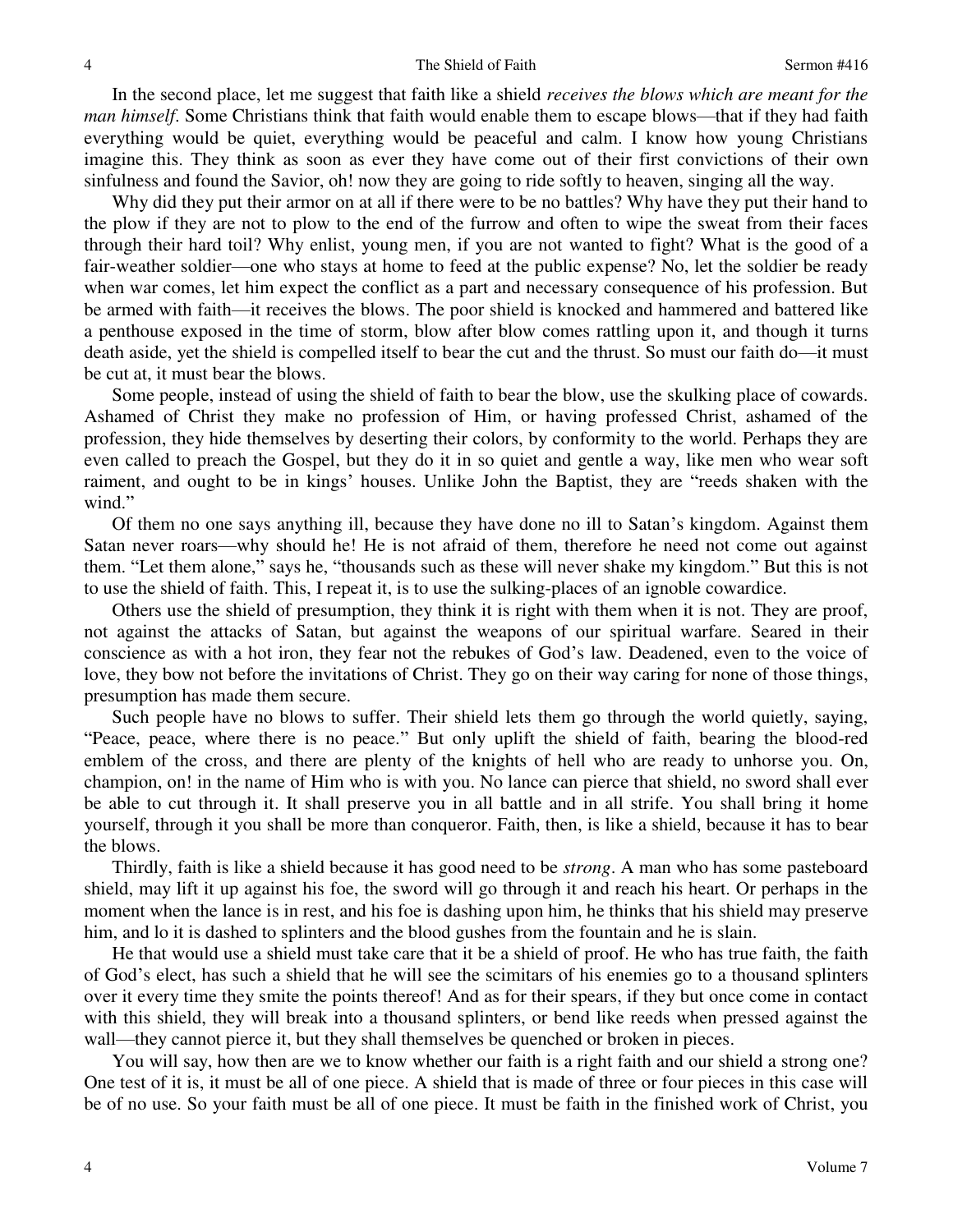In the second place, let me suggest that faith like a shield *receives the blows which are meant for the man himself*. Some Christians think that faith would enable them to escape blows—that if they had faith everything would be quiet, everything would be peaceful and calm. I know how young Christians imagine this. They think as soon as ever they have come out of their first convictions of their own sinfulness and found the Savior, oh! now they are going to ride softly to heaven, singing all the way.

Why did they put their armor on at all if there were to be no battles? Why have they put their hand to the plow if they are not to plow to the end of the furrow and often to wipe the sweat from their faces through their hard toil? Why enlist, young men, if you are not wanted to fight? What is the good of a fair-weather soldier—one who stays at home to feed at the public expense? No, let the soldier be ready when war comes, let him expect the conflict as a part and necessary consequence of his profession. But be armed with faith—it receives the blows. The poor shield is knocked and hammered and battered like a penthouse exposed in the time of storm, blow after blow comes rattling upon it, and though it turns death aside, yet the shield is compelled itself to bear the cut and the thrust. So must our faith do—it must be cut at, it must bear the blows.

Some people, instead of using the shield of faith to bear the blow, use the skulking place of cowards. Ashamed of Christ they make no profession of Him, or having professed Christ, ashamed of the profession, they hide themselves by deserting their colors, by conformity to the world. Perhaps they are even called to preach the Gospel, but they do it in so quiet and gentle a way, like men who wear soft raiment, and ought to be in kings' houses. Unlike John the Baptist, they are "reeds shaken with the wind."

Of them no one says anything ill, because they have done no ill to Satan's kingdom. Against them Satan never roars—why should he! He is not afraid of them, therefore he need not come out against them. "Let them alone," says he, "thousands such as these will never shake my kingdom." But this is not to use the shield of faith. This, I repeat it, is to use the sulking-places of an ignoble cowardice.

Others use the shield of presumption, they think it is right with them when it is not. They are proof, not against the attacks of Satan, but against the weapons of our spiritual warfare. Seared in their conscience as with a hot iron, they fear not the rebukes of God's law. Deadened, even to the voice of love, they bow not before the invitations of Christ. They go on their way caring for none of those things, presumption has made them secure.

Such people have no blows to suffer. Their shield lets them go through the world quietly, saying, "Peace, peace, where there is no peace." But only uplift the shield of faith, bearing the blood-red emblem of the cross, and there are plenty of the knights of hell who are ready to unhorse you. On, champion, on! in the name of Him who is with you. No lance can pierce that shield, no sword shall ever be able to cut through it. It shall preserve you in all battle and in all strife. You shall bring it home yourself, through it you shall be more than conqueror. Faith, then, is like a shield, because it has to bear the blows.

Thirdly, faith is like a shield because it has good need to be *strong*. A man who has some pasteboard shield, may lift it up against his foe, the sword will go through it and reach his heart. Or perhaps in the moment when the lance is in rest, and his foe is dashing upon him, he thinks that his shield may preserve him, and lo it is dashed to splinters and the blood gushes from the fountain and he is slain.

He that would use a shield must take care that it be a shield of proof. He who has true faith, the faith of God's elect, has such a shield that he will see the scimitars of his enemies go to a thousand splinters over it every time they smite the points thereof! And as for their spears, if they but once come in contact with this shield, they will break into a thousand splinters, or bend like reeds when pressed against the wall—they cannot pierce it, but they shall themselves be quenched or broken in pieces.

You will say, how then are we to know whether our faith is a right faith and our shield a strong one? One test of it is, it must be all of one piece. A shield that is made of three or four pieces in this case will be of no use. So your faith must be all of one piece. It must be faith in the finished work of Christ, you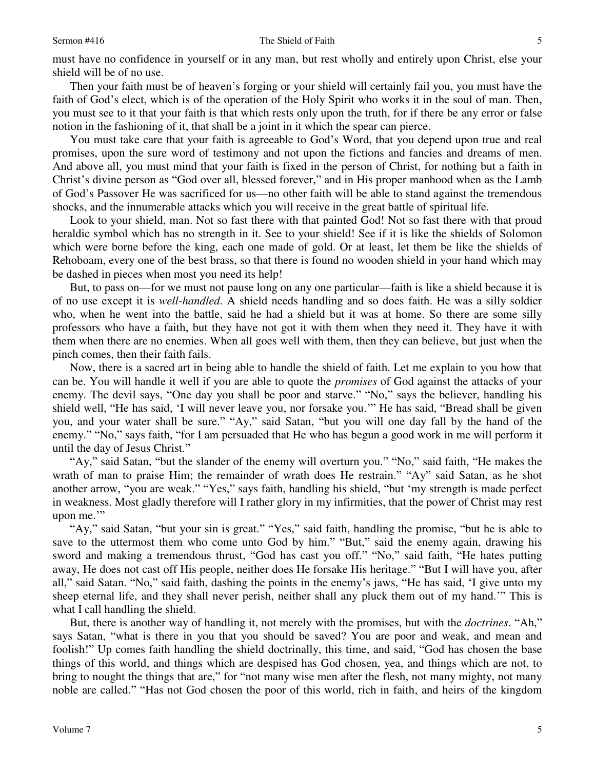must have no confidence in yourself or in any man, but rest wholly and entirely upon Christ, else your shield will be of no use.

Then your faith must be of heaven's forging or your shield will certainly fail you, you must have the faith of God's elect, which is of the operation of the Holy Spirit who works it in the soul of man. Then, you must see to it that your faith is that which rests only upon the truth, for if there be any error or false notion in the fashioning of it, that shall be a joint in it which the spear can pierce.

You must take care that your faith is agreeable to God's Word, that you depend upon true and real promises, upon the sure word of testimony and not upon the fictions and fancies and dreams of men. And above all, you must mind that your faith is fixed in the person of Christ, for nothing but a faith in Christ's divine person as "God over all, blessed forever," and in His proper manhood when as the Lamb of God's Passover He was sacrificed for us—no other faith will be able to stand against the tremendous shocks, and the innumerable attacks which you will receive in the great battle of spiritual life.

Look to your shield, man. Not so fast there with that painted God! Not so fast there with that proud heraldic symbol which has no strength in it. See to your shield! See if it is like the shields of Solomon which were borne before the king, each one made of gold. Or at least, let them be like the shields of Rehoboam, every one of the best brass, so that there is found no wooden shield in your hand which may be dashed in pieces when most you need its help!

But, to pass on—for we must not pause long on any one particular—faith is like a shield because it is of no use except it is *well-handled*. A shield needs handling and so does faith. He was a silly soldier who, when he went into the battle, said he had a shield but it was at home. So there are some silly professors who have a faith, but they have not got it with them when they need it. They have it with them when there are no enemies. When all goes well with them, then they can believe, but just when the pinch comes, then their faith fails.

Now, there is a sacred art in being able to handle the shield of faith. Let me explain to you how that can be. You will handle it well if you are able to quote the *promises* of God against the attacks of your enemy. The devil says, "One day you shall be poor and starve." "No," says the believer, handling his shield well, "He has said, 'I will never leave you, nor forsake you.'" He has said, "Bread shall be given you, and your water shall be sure." "Ay," said Satan, "but you will one day fall by the hand of the enemy." "No," says faith, "for I am persuaded that He who has begun a good work in me will perform it until the day of Jesus Christ."

"Ay," said Satan, "but the slander of the enemy will overturn you." "No," said faith, "He makes the wrath of man to praise Him; the remainder of wrath does He restrain." "Ay" said Satan, as he shot another arrow, "you are weak." "Yes," says faith, handling his shield, "but 'my strength is made perfect in weakness. Most gladly therefore will I rather glory in my infirmities, that the power of Christ may rest upon me.'"

"Ay," said Satan, "but your sin is great." "Yes," said faith, handling the promise, "but he is able to save to the uttermost them who come unto God by him." "But," said the enemy again, drawing his sword and making a tremendous thrust, "God has cast you off." "No," said faith, "He hates putting away, He does not cast off His people, neither does He forsake His heritage." "But I will have you, after all," said Satan. "No," said faith, dashing the points in the enemy's jaws, "He has said, 'I give unto my sheep eternal life, and they shall never perish, neither shall any pluck them out of my hand.'" This is what I call handling the shield.

But, there is another way of handling it, not merely with the promises, but with the *doctrines*. "Ah," says Satan, "what is there in you that you should be saved? You are poor and weak, and mean and foolish!" Up comes faith handling the shield doctrinally, this time, and said, "God has chosen the base things of this world, and things which are despised has God chosen, yea, and things which are not, to bring to nought the things that are," for "not many wise men after the flesh, not many mighty, not many noble are called." "Has not God chosen the poor of this world, rich in faith, and heirs of the kingdom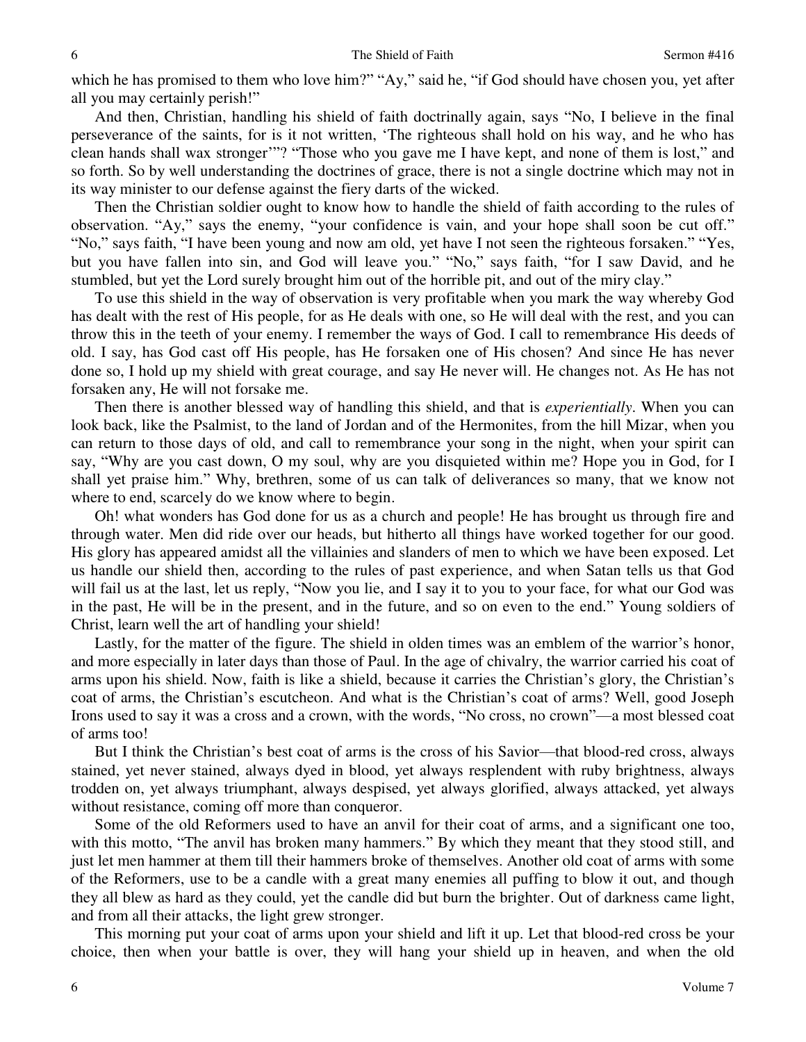which he has promised to them who love him?" "Ay," said he, "if God should have chosen you, yet after all you may certainly perish!"

And then, Christian, handling his shield of faith doctrinally again, says "No, I believe in the final perseverance of the saints, for is it not written, 'The righteous shall hold on his way, and he who has clean hands shall wax stronger'"? "Those who you gave me I have kept, and none of them is lost," and so forth. So by well understanding the doctrines of grace, there is not a single doctrine which may not in its way minister to our defense against the fiery darts of the wicked.

Then the Christian soldier ought to know how to handle the shield of faith according to the rules of observation. "Ay," says the enemy, "your confidence is vain, and your hope shall soon be cut off." "No," says faith, "I have been young and now am old, yet have I not seen the righteous forsaken." "Yes, but you have fallen into sin, and God will leave you." "No," says faith, "for I saw David, and he stumbled, but yet the Lord surely brought him out of the horrible pit, and out of the miry clay."

To use this shield in the way of observation is very profitable when you mark the way whereby God has dealt with the rest of His people, for as He deals with one, so He will deal with the rest, and you can throw this in the teeth of your enemy. I remember the ways of God. I call to remembrance His deeds of old. I say, has God cast off His people, has He forsaken one of His chosen? And since He has never done so, I hold up my shield with great courage, and say He never will. He changes not. As He has not forsaken any, He will not forsake me.

Then there is another blessed way of handling this shield, and that is *experientially*. When you can look back, like the Psalmist, to the land of Jordan and of the Hermonites, from the hill Mizar, when you can return to those days of old, and call to remembrance your song in the night, when your spirit can say, "Why are you cast down, O my soul, why are you disquieted within me? Hope you in God, for I shall yet praise him." Why, brethren, some of us can talk of deliverances so many, that we know not where to end, scarcely do we know where to begin.

Oh! what wonders has God done for us as a church and people! He has brought us through fire and through water. Men did ride over our heads, but hitherto all things have worked together for our good. His glory has appeared amidst all the villainies and slanders of men to which we have been exposed. Let us handle our shield then, according to the rules of past experience, and when Satan tells us that God will fail us at the last, let us reply, "Now you lie, and I say it to you to your face, for what our God was in the past, He will be in the present, and in the future, and so on even to the end." Young soldiers of Christ, learn well the art of handling your shield!

Lastly, for the matter of the figure. The shield in olden times was an emblem of the warrior's honor, and more especially in later days than those of Paul. In the age of chivalry, the warrior carried his coat of arms upon his shield. Now, faith is like a shield, because it carries the Christian's glory, the Christian's coat of arms, the Christian's escutcheon. And what is the Christian's coat of arms? Well, good Joseph Irons used to say it was a cross and a crown, with the words, "No cross, no crown"—a most blessed coat of arms too!

But I think the Christian's best coat of arms is the cross of his Savior—that blood-red cross, always stained, yet never stained, always dyed in blood, yet always resplendent with ruby brightness, always trodden on, yet always triumphant, always despised, yet always glorified, always attacked, yet always without resistance, coming off more than conqueror.

Some of the old Reformers used to have an anvil for their coat of arms, and a significant one too, with this motto, "The anvil has broken many hammers." By which they meant that they stood still, and just let men hammer at them till their hammers broke of themselves. Another old coat of arms with some of the Reformers, use to be a candle with a great many enemies all puffing to blow it out, and though they all blew as hard as they could, yet the candle did but burn the brighter. Out of darkness came light, and from all their attacks, the light grew stronger.

This morning put your coat of arms upon your shield and lift it up. Let that blood-red cross be your choice, then when your battle is over, they will hang your shield up in heaven, and when the old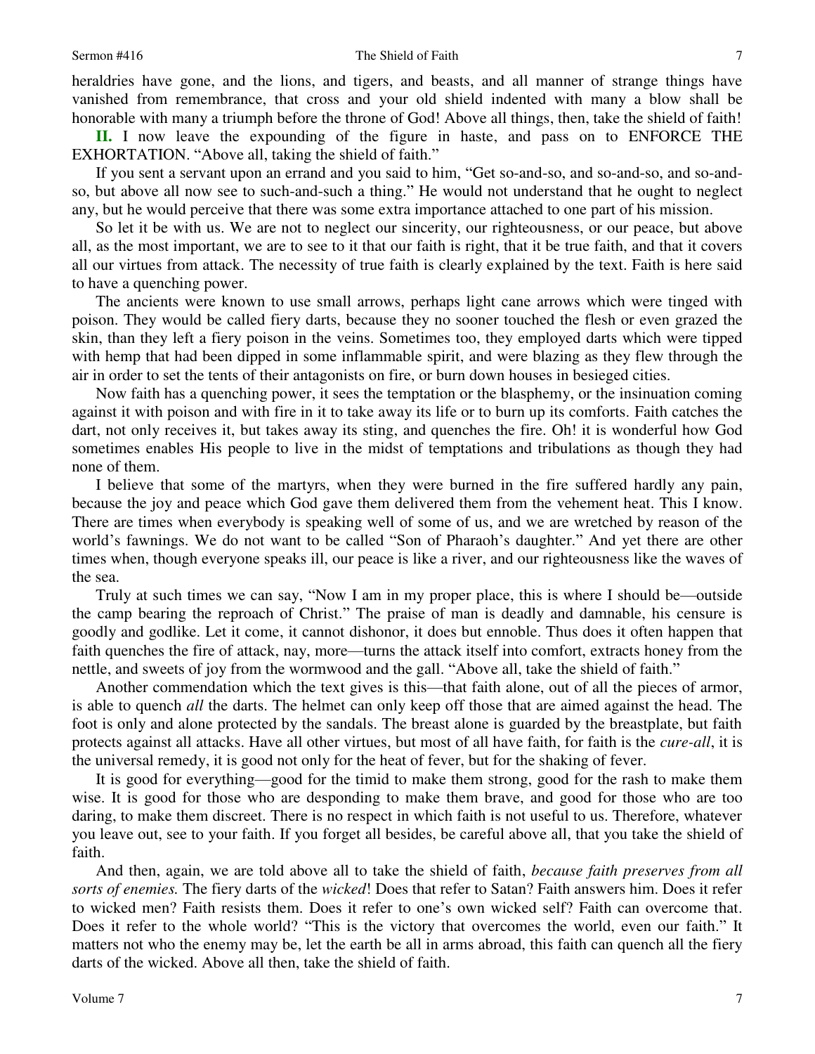heraldries have gone, and the lions, and tigers, and beasts, and all manner of strange things have vanished from remembrance, that cross and your old shield indented with many a blow shall be honorable with many a triumph before the throne of God! Above all things, then, take the shield of faith!

**II.** I now leave the expounding of the figure in haste, and pass on to ENFORCE THE EXHORTATION. "Above all, taking the shield of faith."

If you sent a servant upon an errand and you said to him, "Get so-and-so, and so-and-so, and so-and-so, but above all now see to such-and-such a thing." He would not understand that he ought to neglect any, but he would perceive that there was some extra importance attached to one part of his mission.

So let it be with us. We are not to neglect our sincerity, our righteousness, or our peace, but above all, as the most important, we are to see to it that our faith is right, that it be true faith, and that it covers all our virtues from attack. The necessity of true faith is clearly explained by the text. Faith is here said to have a quenching power.

The ancients were known to use small arrows, perhaps light cane arrows which were tinged with poison. They would be called fiery darts, because they no sooner touched the flesh or even grazed the skin, than they left a fiery poison in the veins. Sometimes too, they employed darts which were tipped with hemp that had been dipped in some inflammable spirit, and were blazing as they flew through the air in order to set the tents of their antagonists on fire, or burn down houses in besieged cities.

Now faith has a quenching power, it sees the temptation or the blasphemy, or the insinuation coming against it with poison and with fire in it to take away its life or to burn up its comforts. Faith catches the dart, not only receives it, but takes away its sting, and quenches the fire. Oh! it is wonderful how God sometimes enables His people to live in the midst of temptations and tribulations as though they had none of them.

I believe that some of the martyrs, when they were burned in the fire suffered hardly any pain, because the joy and peace which God gave them delivered them from the vehement heat. This I know. There are times when everybody is speaking well of some of us, and we are wretched by reason of the world's fawnings. We do not want to be called "Son of Pharaoh's daughter." And yet there are other times when, though everyone speaks ill, our peace is like a river, and our righteousness like the waves of the sea.

Truly at such times we can say, "Now I am in my proper place, this is where I should be—outside the camp bearing the reproach of Christ." The praise of man is deadly and damnable, his censure is goodly and godlike. Let it come, it cannot dishonor, it does but ennoble. Thus does it often happen that faith quenches the fire of attack, nay, more—turns the attack itself into comfort, extracts honey from the nettle, and sweets of joy from the wormwood and the gall. "Above all, take the shield of faith."

Another commendation which the text gives is this—that faith alone, out of all the pieces of armor, is able to quench *all* the darts. The helmet can only keep off those that are aimed against the head. The foot is only and alone protected by the sandals. The breast alone is guarded by the breastplate, but faith protects against all attacks. Have all other virtues, but most of all have faith, for faith is the *cure-all*, it is the universal remedy, it is good not only for the heat of fever, but for the shaking of fever.

It is good for everything—good for the timid to make them strong, good for the rash to make them wise. It is good for those who are desponding to make them brave, and good for those who are too daring, to make them discreet. There is no respect in which faith is not useful to us. Therefore, whatever you leave out, see to your faith. If you forget all besides, be careful above all, that you take the shield of faith.

And then, again, we are told above all to take the shield of faith, *because faith preserves from all sorts of enemies.* The fiery darts of the *wicked*! Does that refer to Satan? Faith answers him. Does it refer to wicked men? Faith resists them. Does it refer to one's own wicked self? Faith can overcome that. Does it refer to the whole world? "This is the victory that overcomes the world, even our faith." It matters not who the enemy may be, let the earth be all in arms abroad, this faith can quench all the fiery darts of the wicked. Above all then, take the shield of faith.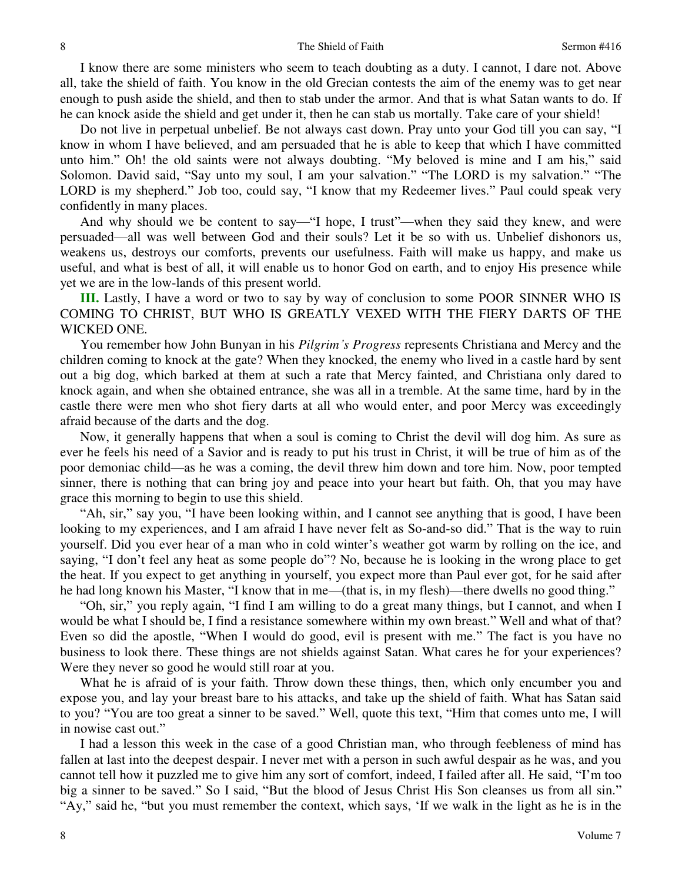I know there are some ministers who seem to teach doubting as a duty. I cannot, I dare not. Above all, take the shield of faith. You know in the old Grecian contests the aim of the enemy was to get near enough to push aside the shield, and then to stab under the armor. And that is what Satan wants to do. If he can knock aside the shield and get under it, then he can stab us mortally. Take care of your shield!

Do not live in perpetual unbelief. Be not always cast down. Pray unto your God till you can say, "I know in whom I have believed, and am persuaded that he is able to keep that which I have committed unto him." Oh! the old saints were not always doubting. "My beloved is mine and I am his," said Solomon. David said, "Say unto my soul, I am your salvation." "The LORD is my salvation." "The LORD is my shepherd." Job too, could say, "I know that my Redeemer lives." Paul could speak very confidently in many places.

And why should we be content to say—"I hope, I trust"—when they said they knew, and were persuaded—all was well between God and their souls? Let it be so with us. Unbelief dishonors us, weakens us, destroys our comforts, prevents our usefulness. Faith will make us happy, and make us useful, and what is best of all, it will enable us to honor God on earth, and to enjoy His presence while yet we are in the low-lands of this present world.

**III.** Lastly, I have a word or two to say by way of conclusion to some POOR SINNER WHO IS COMING TO CHRIST, BUT WHO IS GREATLY VEXED WITH THE FIERY DARTS OF THE WICKED ONE.

You remember how John Bunyan in his *Pilgrim's Progress* represents Christiana and Mercy and the children coming to knock at the gate? When they knocked, the enemy who lived in a castle hard by sent out a big dog, which barked at them at such a rate that Mercy fainted, and Christiana only dared to knock again, and when she obtained entrance, she was all in a tremble. At the same time, hard by in the castle there were men who shot fiery darts at all who would enter, and poor Mercy was exceedingly afraid because of the darts and the dog.

Now, it generally happens that when a soul is coming to Christ the devil will dog him. As sure as ever he feels his need of a Savior and is ready to put his trust in Christ, it will be true of him as of the poor demoniac child—as he was a coming, the devil threw him down and tore him. Now, poor tempted sinner, there is nothing that can bring joy and peace into your heart but faith. Oh, that you may have grace this morning to begin to use this shield.

"Ah, sir," say you, "I have been looking within, and I cannot see anything that is good, I have been looking to my experiences, and I am afraid I have never felt as So-and-so did." That is the way to ruin yourself. Did you ever hear of a man who in cold winter's weather got warm by rolling on the ice, and saying, "I don't feel any heat as some people do"? No, because he is looking in the wrong place to get the heat. If you expect to get anything in yourself, you expect more than Paul ever got, for he said after he had long known his Master, "I know that in me—(that is, in my flesh)—there dwells no good thing."

"Oh, sir," you reply again, "I find I am willing to do a great many things, but I cannot, and when I would be what I should be, I find a resistance somewhere within my own breast." Well and what of that? Even so did the apostle, "When I would do good, evil is present with me." The fact is you have no business to look there. These things are not shields against Satan. What cares he for your experiences? Were they never so good he would still roar at you.

What he is afraid of is your faith. Throw down these things, then, which only encumber you and expose you, and lay your breast bare to his attacks, and take up the shield of faith. What has Satan said to you? "You are too great a sinner to be saved." Well, quote this text, "Him that comes unto me, I will in nowise cast out."

I had a lesson this week in the case of a good Christian man, who through feebleness of mind has fallen at last into the deepest despair. I never met with a person in such awful despair as he was, and you cannot tell how it puzzled me to give him any sort of comfort, indeed, I failed after all. He said, "I'm too big a sinner to be saved." So I said, "But the blood of Jesus Christ His Son cleanses us from all sin." "Ay," said he, "but you must remember the context, which says, 'If we walk in the light as he is in the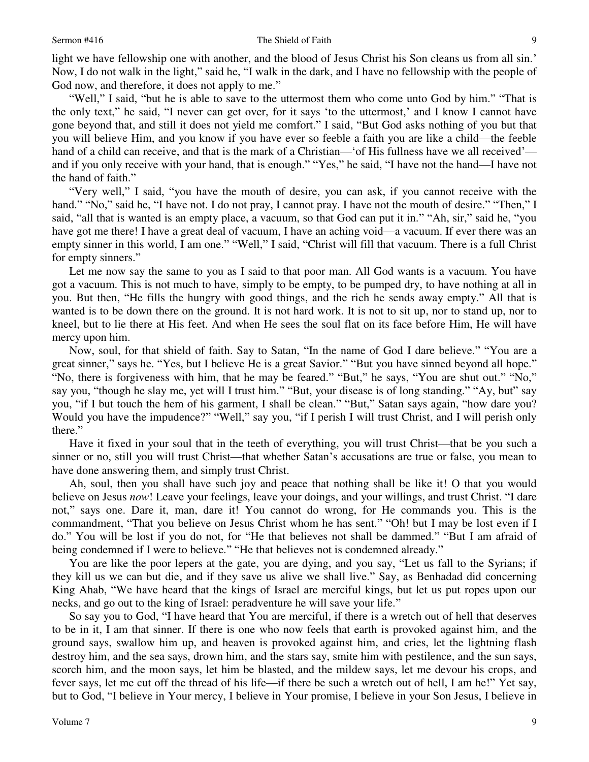light we have fellowship one with another, and the blood of Jesus Christ his Son cleans us from all sin.' Now, I do not walk in the light," said he, "I walk in the dark, and I have no fellowship with the people of God now, and therefore, it does not apply to me."

"Well," I said, "but he is able to save to the uttermost them who come unto God by him." "That is the only text," he said, "I never can get over, for it says 'to the uttermost,' and I know I cannot have gone beyond that, and still it does not yield me comfort." I said, "But God asks nothing of you but that you will believe Him, and you know if you have ever so feeble a faith you are like a child—the feeble hand of a child can receive, and that is the mark of a Christian—'of His fullness have we all received'—and if you only receive with your hand, that is enough." "Yes," he said, "I have not the hand—I have not the hand of faith."

"Very well," I said, "you have the mouth of desire, you can ask, if you cannot receive with the hand." "No," said he, "I have not. I do not pray, I cannot pray. I have not the mouth of desire." "Then," I said, "all that is wanted is an empty place, a vacuum, so that God can put it in." "Ah, sir," said he, "you have got me there! I have a great deal of vacuum, I have an aching void—a vacuum. If ever there was an empty sinner in this world, I am one." "Well," I said, "Christ will fill that vacuum. There is a full Christ for empty sinners."

Let me now say the same to you as I said to that poor man. All God wants is a vacuum. You have got a vacuum. This is not much to have, simply to be empty, to be pumped dry, to have nothing at all in you. But then, "He fills the hungry with good things, and the rich he sends away empty." All that is wanted is to be down there on the ground. It is not hard work. It is not to sit up, nor to stand up, nor to kneel, but to lie there at His feet. And when He sees the soul flat on its face before Him, He will have mercy upon him.

Now, soul, for that shield of faith. Say to Satan, "In the name of God I dare believe." "You are a great sinner," says he. "Yes, but I believe He is a great Savior." "But you have sinned beyond all hope." "No, there is forgiveness with him, that he may be feared." "But," he says, "You are shut out." "No," say you, "though he slay me, yet will I trust him." "But, your disease is of long standing." "Ay, but" say you, "if I but touch the hem of his garment, I shall be clean." "But," Satan says again, "how dare you? Would you have the impudence?" "Well," say you, "if I perish I will trust Christ, and I will perish only there."

Have it fixed in your soul that in the teeth of everything, you will trust Christ—that be you such a sinner or no, still you will trust Christ—that whether Satan's accusations are true or false, you mean to have done answering them, and simply trust Christ.

Ah, soul, then you shall have such joy and peace that nothing shall be like it! O that you would believe on Jesus *now*! Leave your feelings, leave your doings, and your willings, and trust Christ. "I dare not," says one. Dare it, man, dare it! You cannot do wrong, for He commands you. This is the commandment, "That you believe on Jesus Christ whom he has sent." "Oh! but I may be lost even if I do." You will be lost if you do not, for "He that believes not shall be dammed." "But I am afraid of being condemned if I were to believe." "He that believes not is condemned already."

You are like the poor lepers at the gate, you are dying, and you say, "Let us fall to the Syrians; if they kill us we can but die, and if they save us alive we shall live." Say, as Benhadad did concerning King Ahab, "We have heard that the kings of Israel are merciful kings, but let us put ropes upon our necks, and go out to the king of Israel: peradventure he will save your life."

So say you to God, "I have heard that You are merciful, if there is a wretch out of hell that deserves to be in it, I am that sinner. If there is one who now feels that earth is provoked against him, and the ground says, swallow him up, and heaven is provoked against him, and cries, let the lightning flash destroy him, and the sea says, drown him, and the stars say, smite him with pestilence, and the sun says, scorch him, and the moon says, let him be blasted, and the mildew says, let me devour his crops, and fever says, let me cut off the thread of his life—if there be such a wretch out of hell, I am he!" Yet say, but to God, "I believe in Your mercy, I believe in Your promise, I believe in your Son Jesus, I believe in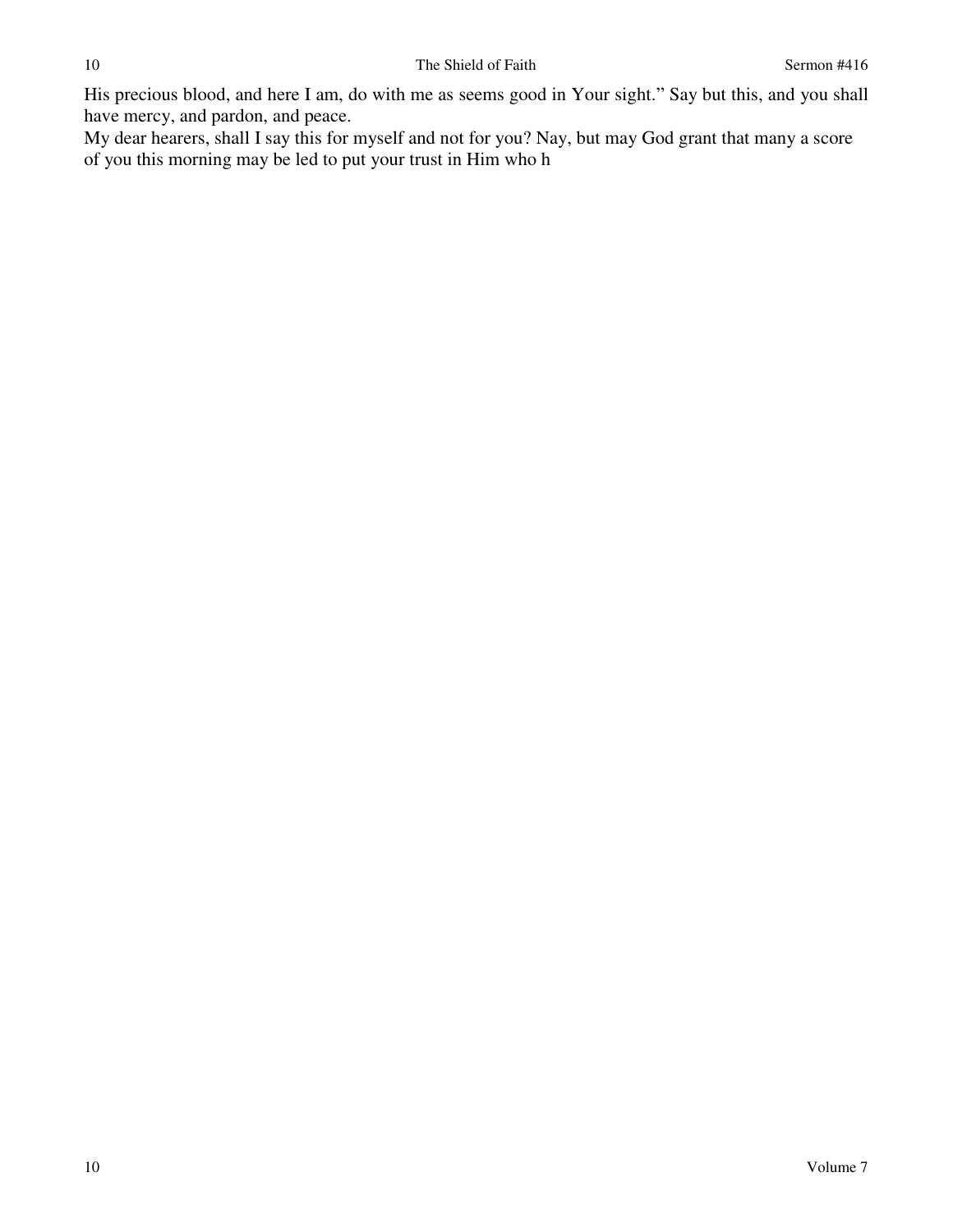His precious blood, and here I am, do with me as seems good in Your sight." Say but this, and you shall have mercy, and pardon, and peace.

My dear hearers, shall I say this for myself and not for you? Nay, but may God grant that many a score of you this morning may be led to put your trust in Him who h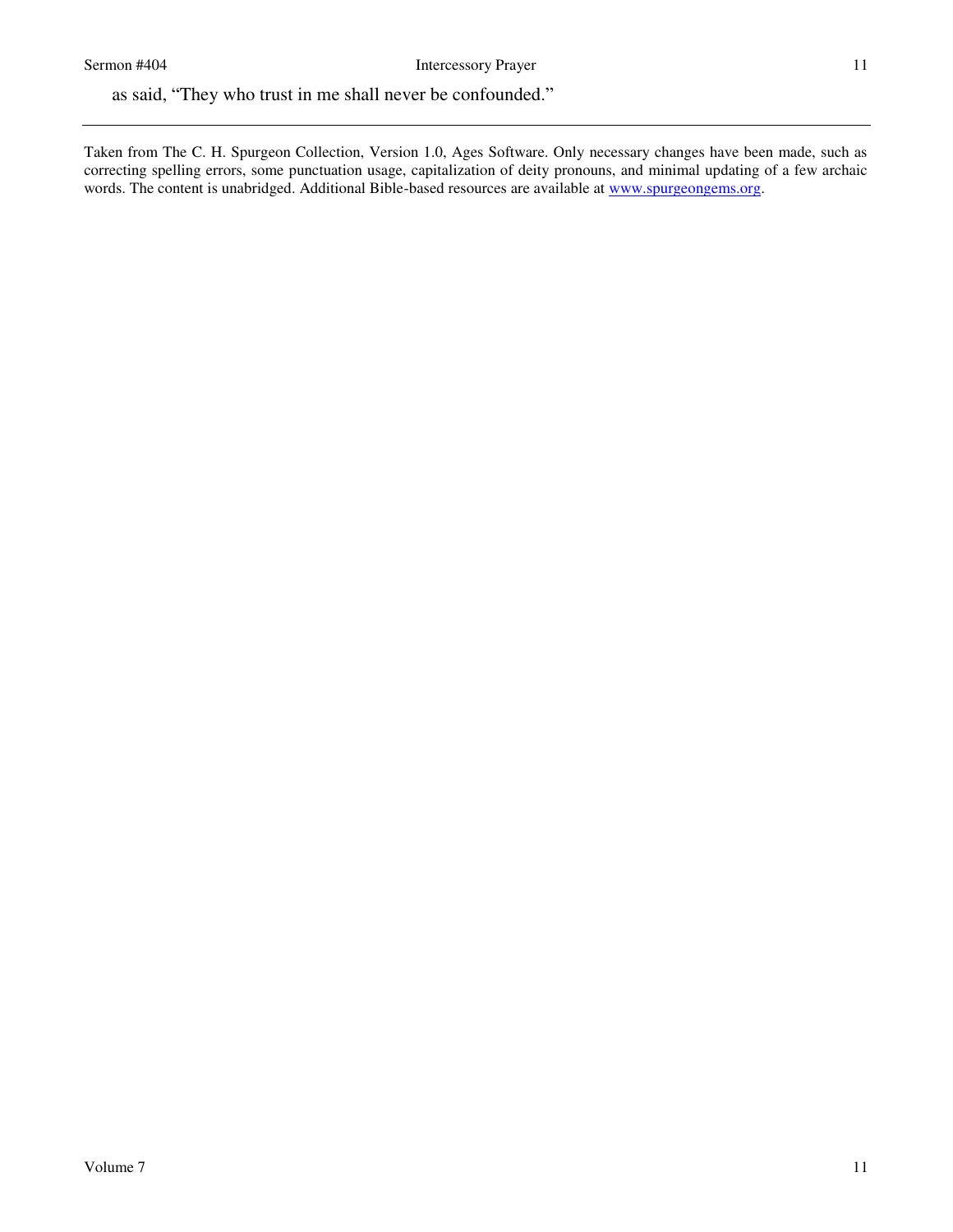as said, "They who trust in me shall never be confounded."

---

Taken from The C. H. Spurgeon Collection, Version 1.0, Ages Software. Only necessary changes have been made, such as correcting spelling errors, some punctuation usage, capitalization of deity pronouns, and minimal updating of a few archaic words. The content is unabridged. Additional Bible-based resources are available at [www.spurgeongems.org](http://www.spurgeongems.org).